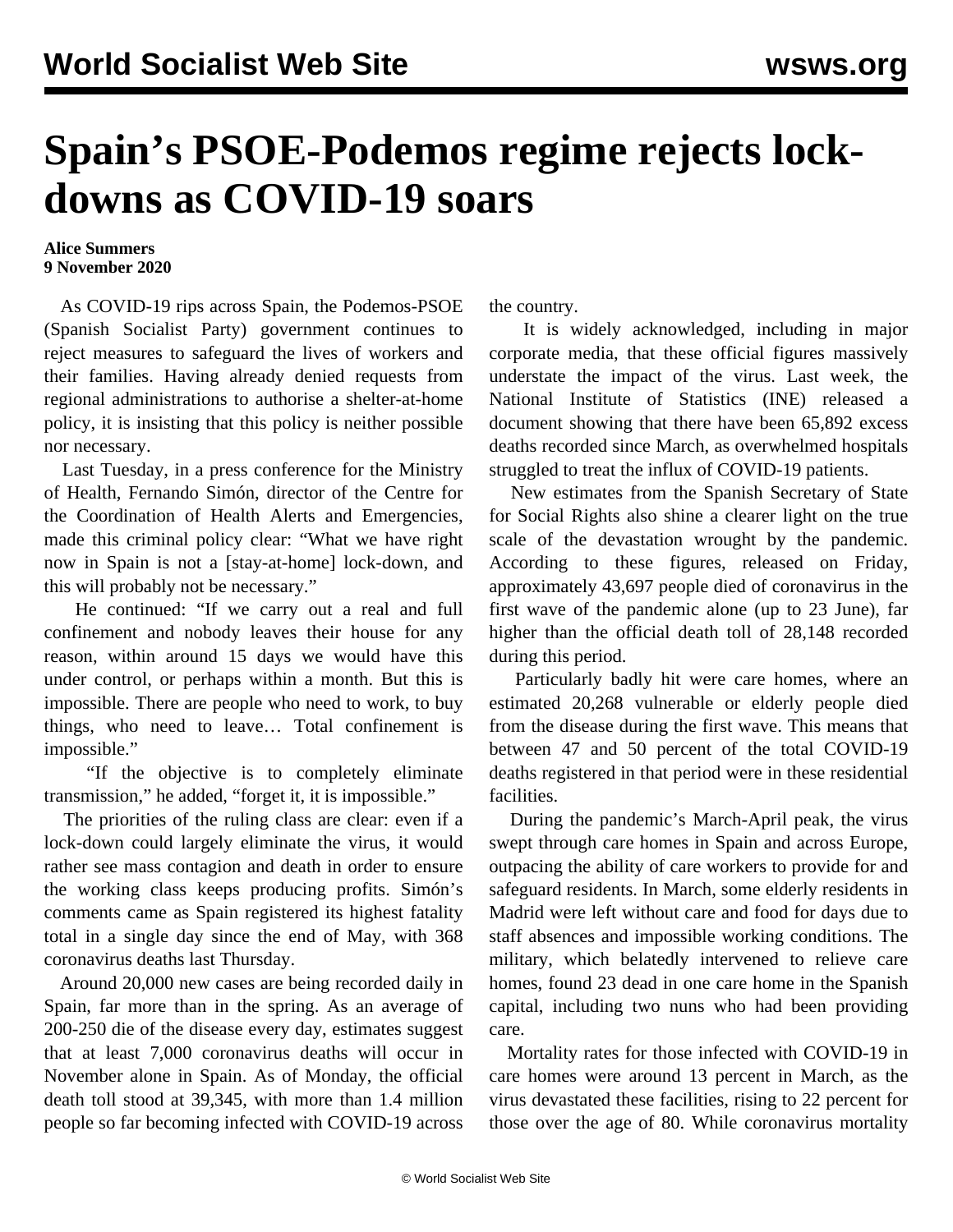# Spain's PSOE-Podemos regime rejects lock-downs as COVID-19 soars

**Alice Summers**
**9 November 2020**

As COVID-19 rips across Spain, the Podemos-PSOE (Spanish Socialist Party) government continues to reject measures to safeguard the lives of workers and their families. Having already denied requests from regional administrations to authorise a shelter-at-home policy, it is insisting that this policy is neither possible nor necessary.

Last Tuesday, in a press conference for the Ministry of Health, Fernando Simón, director of the Centre for the Coordination of Health Alerts and Emergencies, made this criminal policy clear: "What we have right now in Spain is not a [stay-at-home] lock-down, and this will probably not be necessary."

He continued: "If we carry out a real and full confinement and nobody leaves their house for any reason, within around 15 days we would have this under control, or perhaps within a month. But this is impossible. There are people who need to work, to buy things, who need to leave… Total confinement is impossible."

"If the objective is to completely eliminate transmission," he added, "forget it, it is impossible."

The priorities of the ruling class are clear: even if a lock-down could largely eliminate the virus, it would rather see mass contagion and death in order to ensure the working class keeps producing profits. Simón's comments came as Spain registered its highest fatality total in a single day since the end of May, with 368 coronavirus deaths last Thursday.

Around 20,000 new cases are being recorded daily in Spain, far more than in the spring. As an average of 200-250 die of the disease every day, estimates suggest that at least 7,000 coronavirus deaths will occur in November alone in Spain. As of Monday, the official death toll stood at 39,345, with more than 1.4 million people so far becoming infected with COVID-19 across the country.

It is widely acknowledged, including in major corporate media, that these official figures massively understate the impact of the virus. Last week, the National Institute of Statistics (INE) released a document showing that there have been 65,892 excess deaths recorded since March, as overwhelmed hospitals struggled to treat the influx of COVID-19 patients.

New estimates from the Spanish Secretary of State for Social Rights also shine a clearer light on the true scale of the devastation wrought by the pandemic. According to these figures, released on Friday, approximately 43,697 people died of coronavirus in the first wave of the pandemic alone (up to 23 June), far higher than the official death toll of 28,148 recorded during this period.

Particularly badly hit were care homes, where an estimated 20,268 vulnerable or elderly people died from the disease during the first wave. This means that between 47 and 50 percent of the total COVID-19 deaths registered in that period were in these residential facilities.

During the pandemic's March-April peak, the virus swept through care homes in Spain and across Europe, outpacing the ability of care workers to provide for and safeguard residents. In March, some elderly residents in Madrid were left without care and food for days due to staff absences and impossible working conditions. The military, which belatedly intervened to relieve care homes, found 23 dead in one care home in the Spanish capital, including two nuns who had been providing care.

Mortality rates for those infected with COVID-19 in care homes were around 13 percent in March, as the virus devastated these facilities, rising to 22 percent for those over the age of 80. While coronavirus mortality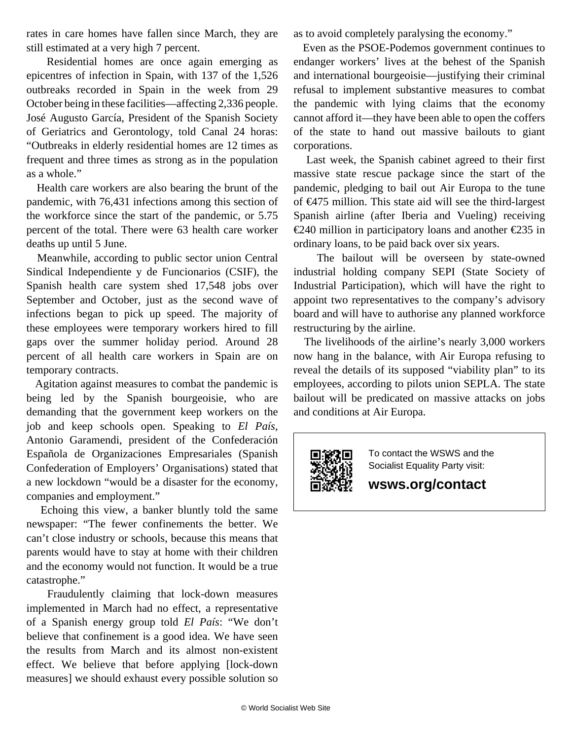rates in care homes have fallen since March, they are still estimated at a very high 7 percent.

Residential homes are once again emerging as epicentres of infection in Spain, with 137 of the 1,526 outbreaks recorded in Spain in the week from 29 October being in these facilities—affecting 2,336 people. José Augusto García, President of the Spanish Society of Geriatrics and Gerontology, told Canal 24 horas: “Outbreaks in elderly residential homes are 12 times as frequent and three times as strong as in the population as a whole.”

Health care workers are also bearing the brunt of the pandemic, with 76,431 infections among this section of the workforce since the start of the pandemic, or 5.75 percent of the total. There were 63 health care worker deaths up until 5 June.

Meanwhile, according to public sector union Central Sindical Independiente y de Funcionarios (CSIF), the Spanish health care system shed 17,548 jobs over September and October, just as the second wave of infections began to pick up speed. The majority of these employees were temporary workers hired to fill gaps over the summer holiday period. Around 28 percent of all health care workers in Spain are on temporary contracts.

Agitation against measures to combat the pandemic is being led by the Spanish bourgeoisie, who are demanding that the government keep workers on the job and keep schools open. Speaking to *El País*, Antonio Garamendi, president of the Confederación Española de Organizaciones Empresariales (Spanish Confederation of Employers’ Organisations) stated that a new lockdown “would be a disaster for the economy, companies and employment.”

Echoing this view, a banker bluntly told the same newspaper: “The fewer confinements the better. We can’t close industry or schools, because this means that parents would have to stay at home with their children and the economy would not function. It would be a true catastrophe.”

Fraudulently claiming that lock-down measures implemented in March had no effect, a representative of a Spanish energy group told *El País*: “We don’t believe that confinement is a good idea. We have seen the results from March and its almost non-existent effect. We believe that before applying [lock-down measures] we should exhaust every possible solution so as to avoid completely paralysing the economy.”

Even as the PSOE-Podemos government continues to endanger workers’ lives at the behest of the Spanish and international bourgeoisie—justifying their criminal refusal to implement substantive measures to combat the pandemic with lying claims that the economy cannot afford it—they have been able to open the coffers of the state to hand out massive bailouts to giant corporations.

Last week, the Spanish cabinet agreed to their first massive state rescue package since the start of the pandemic, pledging to bail out Air Europa to the tune of €475 million. This state aid will see the third-largest Spanish airline (after Iberia and Vueling) receiving €240 million in participatory loans and another €235 in ordinary loans, to be paid back over six years.

The bailout will be overseen by state-owned industrial holding company SEPI (State Society of Industrial Participation), which will have the right to appoint two representatives to the company’s advisory board and will have to authorise any planned workforce restructuring by the airline.

The livelihoods of the airline’s nearly 3,000 workers now hang in the balance, with Air Europa refusing to reveal the details of its supposed “viability plan” to its employees, according to pilots union SEPLA. The state bailout will be predicated on massive attacks on jobs and conditions at Air Europa.

To contact the WSWS and the Socialist Equality Party visit:

**wsws.org/contact**